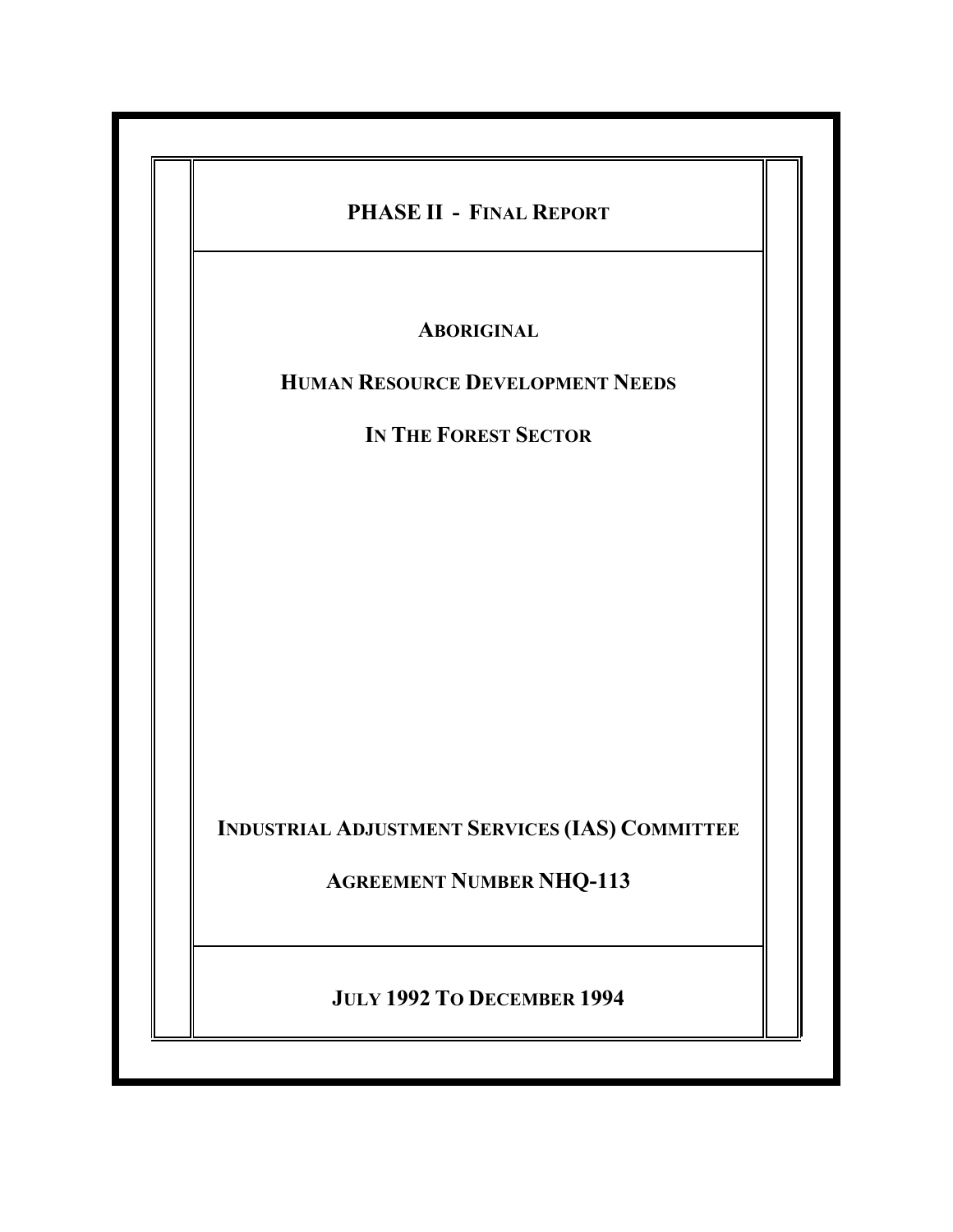# PHASE II - FINAL REPORT

## ABORIGINAL

## HUMAN RESOURCE DEVELOPMENT NEEDS

## IN THE FOREST SECTOR

**INDUSTRIAL ADJUSTMENT SERVICES (IAS) COMMITTEE**

**AGREEMENT NUMBER NHQ-113**

**JULY 1992 TO DECEMBER 1994**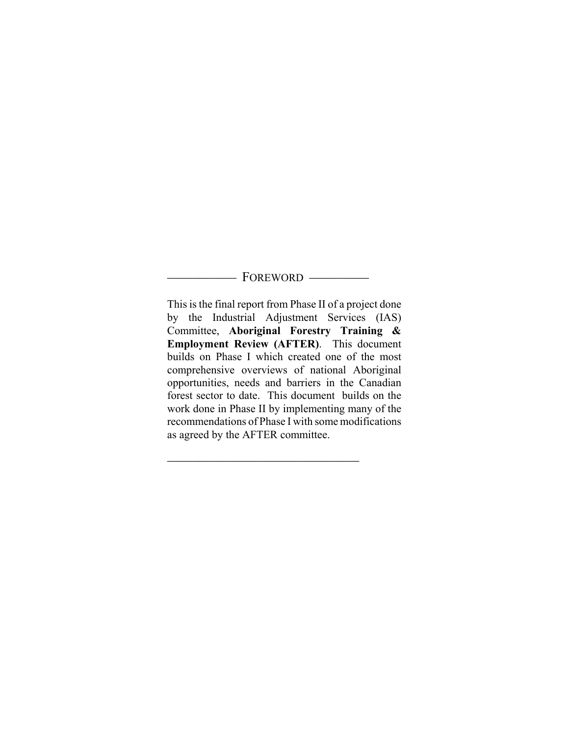## FOREWORD

This is the final report from Phase II of a project done by the Industrial Adjustment Services (IAS) Committee, **Aboriginal Forestry Training & Employment Review (AFTER)**. This document builds on Phase I which created one of the most comprehensive overviews of national Aboriginal opportunities, needs and barriers in the Canadian forest sector to date. This document builds on the work done in Phase II by implementing many of the recommendations of Phase I with some modifications as agreed by the AFTER committee.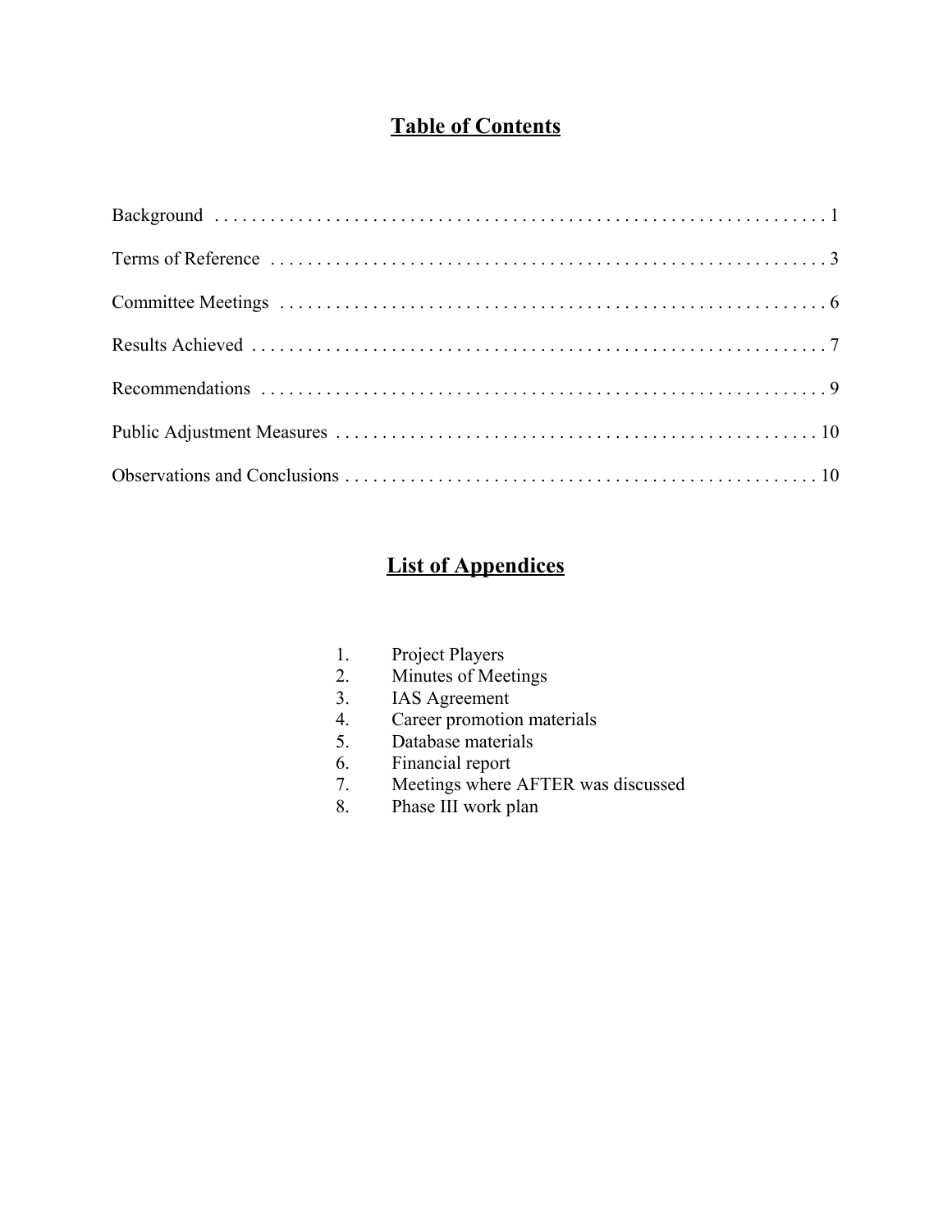# Table of Contents

Background . . . . . . . . . . . . . . . . . . . . . . . . . . . . . . . . . . . . . . . . . . . . . . . . . . . . . . . . . . . . . . . . . . . 1

Terms of Reference . . . . . . . . . . . . . . . . . . . . . . . . . . . . . . . . . . . . . . . . . . . . . . . . . . . . . . . . . . . . . . 3

Committee Meetings . . . . . . . . . . . . . . . . . . . . . . . . . . . . . . . . . . . . . . . . . . . . . . . . . . . . . . . . . . . . . 6

Results Achieved . . . . . . . . . . . . . . . . . . . . . . . . . . . . . . . . . . . . . . . . . . . . . . . . . . . . . . . . . . . . . . . . 7

Recommendations . . . . . . . . . . . . . . . . . . . . . . . . . . . . . . . . . . . . . . . . . . . . . . . . . . . . . . . . . . . . . . . 9

Public Adjustment Measures . . . . . . . . . . . . . . . . . . . . . . . . . . . . . . . . . . . . . . . . . . . . . . . . . . . . . . . 10

Observations and Conclusions . . . . . . . . . . . . . . . . . . . . . . . . . . . . . . . . . . . . . . . . . . . . . . . . . . . . . 10

# List of Appendices

1. Project Players
2. Minutes of Meetings
3. IAS Agreement
4. Career promotion materials
5. Database materials
6. Financial report
7. Meetings where AFTER was discussed
8. Phase III work plan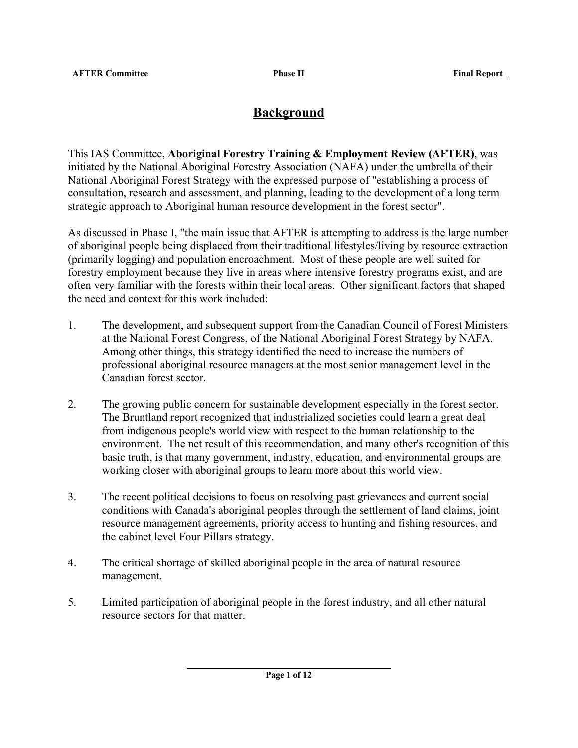# Background

This IAS Committee, **Aboriginal Forestry Training & Employment Review (AFTER)**, was initiated by the National Aboriginal Forestry Association (NAFA) under the umbrella of their National Aboriginal Forest Strategy with the expressed purpose of "establishing a process of consultation, research and assessment, and planning, leading to the development of a long term strategic approach to Aboriginal human resource development in the forest sector".

As discussed in Phase I, "the main issue that AFTER is attempting to address is the large number of aboriginal people being displaced from their traditional lifestyles/living by resource extraction (primarily logging) and population encroachment. Most of these people are well suited for forestry employment because they live in areas where intensive forestry programs exist, and are often very familiar with the forests within their local areas. Other significant factors that shaped the need and context for this work included:

1. The development, and subsequent support from the Canadian Council of Forest Ministers at the National Forest Congress, of the National Aboriginal Forest Strategy by NAFA. Among other things, this strategy identified the need to increase the numbers of professional aboriginal resource managers at the most senior management level in the Canadian forest sector.

2. The growing public concern for sustainable development especially in the forest sector. The Bruntland report recognized that industrialized societies could learn a great deal from indigenous people's world view with respect to the human relationship to the environment. The net result of this recommendation, and many other's recognition of this basic truth, is that many government, industry, education, and environmental groups are working closer with aboriginal groups to learn more about this world view.

3. The recent political decisions to focus on resolving past grievances and current social conditions with Canada's aboriginal peoples through the settlement of land claims, joint resource management agreements, priority access to hunting and fishing resources, and the cabinet level Four Pillars strategy.

4. The critical shortage of skilled aboriginal people in the area of natural resource management.

5. Limited participation of aboriginal people in the forest industry, and all other natural resource sectors for that matter.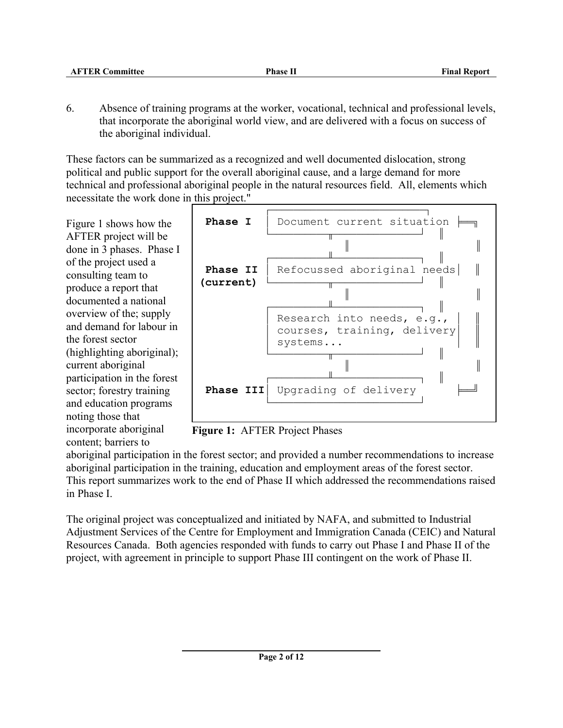6. Absence of training programs at the worker, vocational, technical and professional levels, that incorporate the aboriginal world view, and are delivered with a focus on success of the aboriginal individual.

These factors can be summarized as a recognized and well documented dislocation, strong political and public support for the overall aboriginal cause, and a large demand for more technical and professional aboriginal people in the natural resources field. All, elements which necessitate the work done in this project."

```
Phase I        Document current situation
                         ||
Phase II       Refocussed aboriginal needs
(current)                ||
               Research into needs, e.g.,
               courses, training, delivery
               systems...
                         ||
Phase III      Upgrading of delivery
```

**Figure 1:** AFTER Project Phases

Figure 1 shows how the AFTER project will be done in 3 phases. Phase I of the project used a consulting team to produce a report that documented a national overview of the; supply and demand for labour in the forest sector (highlighting aboriginal); current aboriginal participation in the forest sector; forestry training and education programs noting those that incorporate aboriginal content; barriers to aboriginal participation in the forest sector; and provided a number recommendations to increase aboriginal participation in the training, education and employment areas of the forest sector. This report summarizes work to the end of Phase II which addressed the recommendations raised in Phase I.

The original project was conceptualized and initiated by NAFA, and submitted to Industrial Adjustment Services of the Centre for Employment and Immigration Canada (CEIC) and Natural Resources Canada. Both agencies responded with funds to carry out Phase I and Phase II of the project, with agreement in principle to support Phase III contingent on the work of Phase II.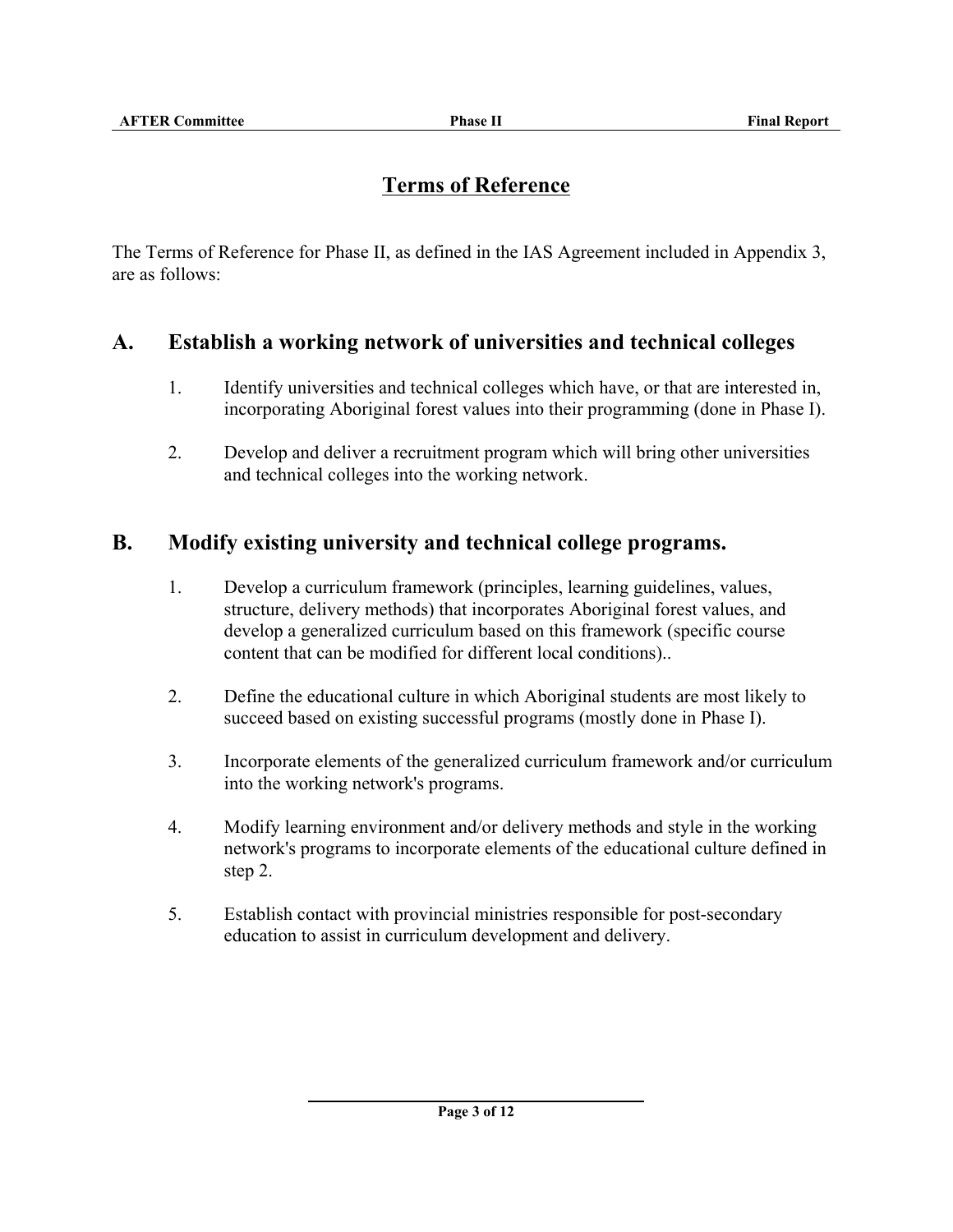# Terms of Reference

The Terms of Reference for Phase II, as defined in the IAS Agreement included in Appendix 3, are as follows:

## A. Establish a working network of universities and technical colleges

1. Identify universities and technical colleges which have, or that are interested in, incorporating Aboriginal forest values into their programming (done in Phase I).

2. Develop and deliver a recruitment program which will bring other universities and technical colleges into the working network.

## B. Modify existing university and technical college programs.

1. Develop a curriculum framework (principles, learning guidelines, values, structure, delivery methods) that incorporates Aboriginal forest values, and develop a generalized curriculum based on this framework (specific course content that can be modified for different local conditions)..

2. Define the educational culture in which Aboriginal students are most likely to succeed based on existing successful programs (mostly done in Phase I).

3. Incorporate elements of the generalized curriculum framework and/or curriculum into the working network's programs.

4. Modify learning environment and/or delivery methods and style in the working network's programs to incorporate elements of the educational culture defined in step 2.

5. Establish contact with provincial ministries responsible for post-secondary education to assist in curriculum development and delivery.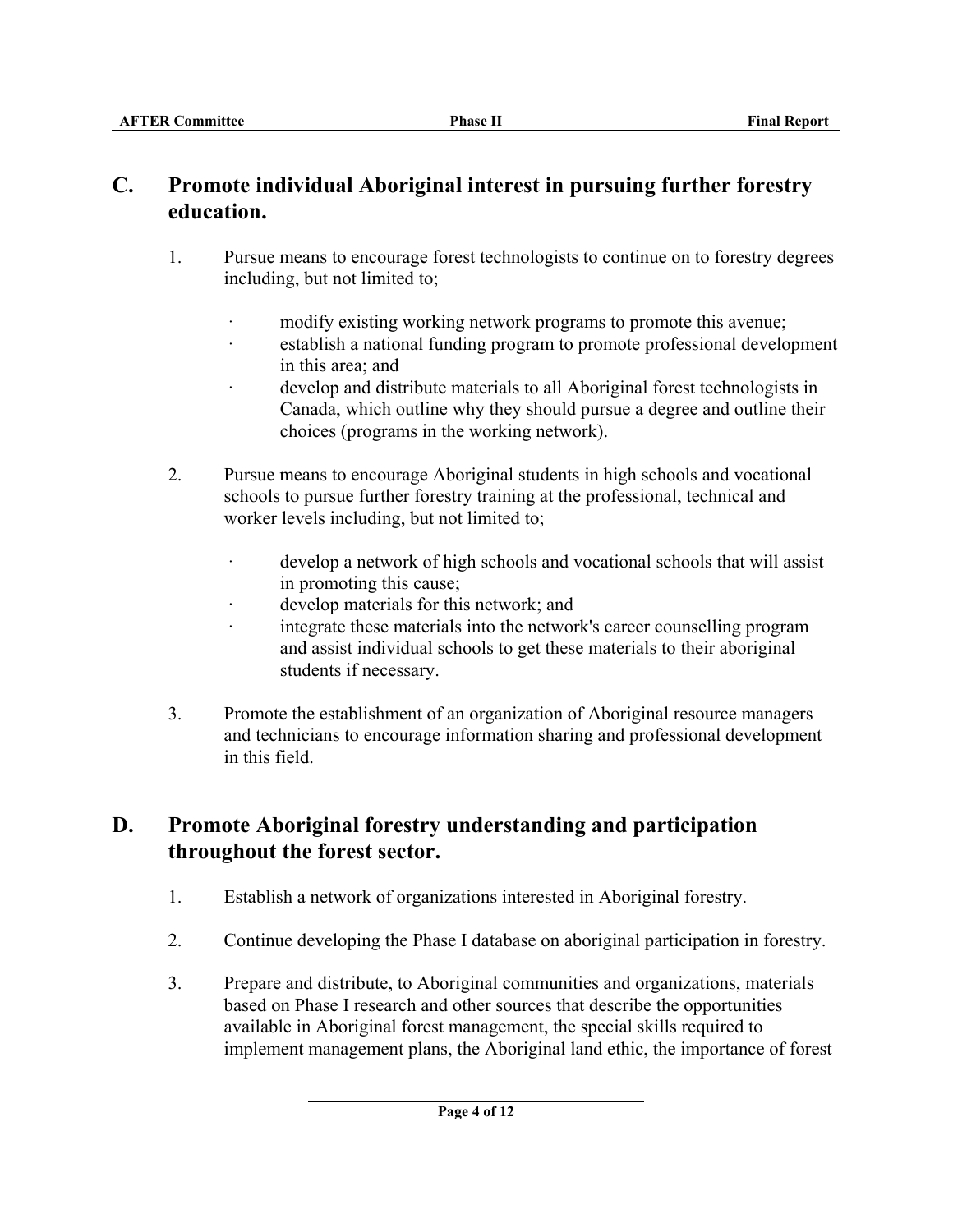## C. Promote individual Aboriginal interest in pursuing further forestry education.

1. Pursue means to encourage forest technologists to continue on to forestry degrees including, but not limited to;

   - modify existing working network programs to promote this avenue;
   - establish a national funding program to promote professional development in this area; and
   - develop and distribute materials to all Aboriginal forest technologists in Canada, which outline why they should pursue a degree and outline their choices (programs in the working network).

2. Pursue means to encourage Aboriginal students in high schools and vocational schools to pursue further forestry training at the professional, technical and worker levels including, but not limited to;

   - develop a network of high schools and vocational schools that will assist in promoting this cause;
   - develop materials for this network; and
   - integrate these materials into the network's career counselling program and assist individual schools to get these materials to their aboriginal students if necessary.

3. Promote the establishment of an organization of Aboriginal resource managers and technicians to encourage information sharing and professional development in this field.

## D. Promote Aboriginal forestry understanding and participation throughout the forest sector.

1. Establish a network of organizations interested in Aboriginal forestry.

2. Continue developing the Phase I database on aboriginal participation in forestry.

3. Prepare and distribute, to Aboriginal communities and organizations, materials based on Phase I research and other sources that describe the opportunities available in Aboriginal forest management, the special skills required to implement management plans, the Aboriginal land ethic, the importance of forest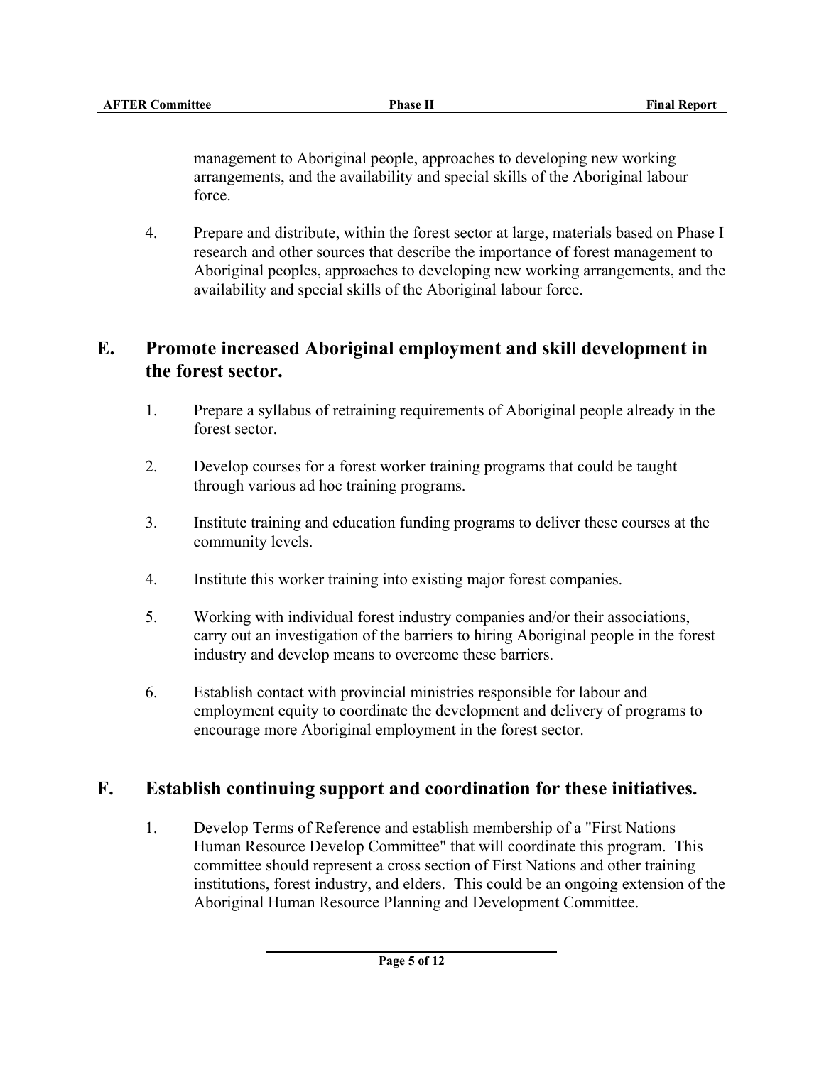management to Aboriginal people, approaches to developing new working arrangements, and the availability and special skills of the Aboriginal labour force.

4. Prepare and distribute, within the forest sector at large, materials based on Phase I research and other sources that describe the importance of forest management to Aboriginal peoples, approaches to developing new working arrangements, and the availability and special skills of the Aboriginal labour force.

## E. Promote increased Aboriginal employment and skill development in the forest sector.

1. Prepare a syllabus of retraining requirements of Aboriginal people already in the forest sector.

2. Develop courses for a forest worker training programs that could be taught through various ad hoc training programs.

3. Institute training and education funding programs to deliver these courses at the community levels.

4. Institute this worker training into existing major forest companies.

5. Working with individual forest industry companies and/or their associations, carry out an investigation of the barriers to hiring Aboriginal people in the forest industry and develop means to overcome these barriers.

6. Establish contact with provincial ministries responsible for labour and employment equity to coordinate the development and delivery of programs to encourage more Aboriginal employment in the forest sector.

## F. Establish continuing support and coordination for these initiatives.

1. Develop Terms of Reference and establish membership of a "First Nations Human Resource Develop Committee" that will coordinate this program. This committee should represent a cross section of First Nations and other training institutions, forest industry, and elders. This could be an ongoing extension of the Aboriginal Human Resource Planning and Development Committee.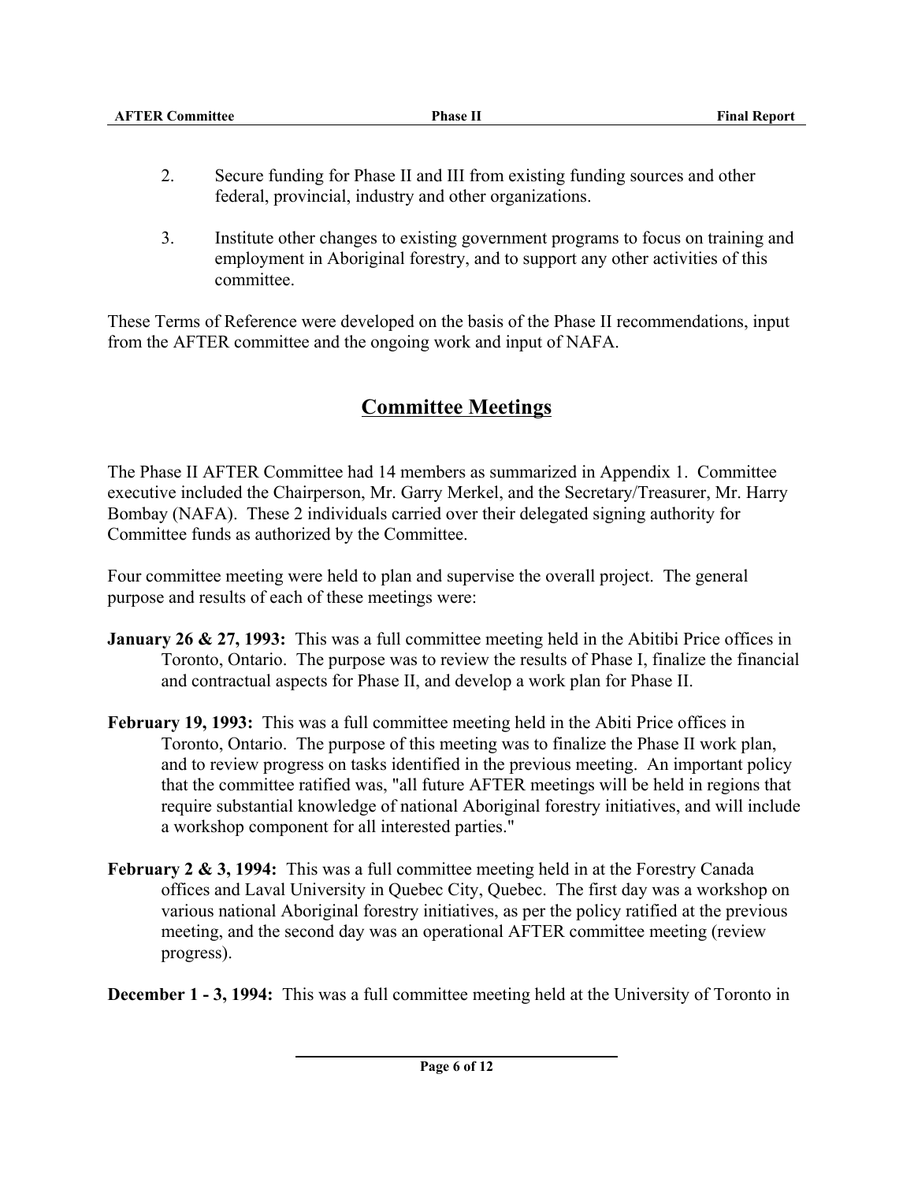2. Secure funding for Phase II and III from existing funding sources and other federal, provincial, industry and other organizations.

3. Institute other changes to existing government programs to focus on training and employment in Aboriginal forestry, and to support any other activities of this committee.

These Terms of Reference were developed on the basis of the Phase II recommendations, input from the AFTER committee and the ongoing work and input of NAFA.

## Committee Meetings

The Phase II AFTER Committee had 14 members as summarized in Appendix 1. Committee executive included the Chairperson, Mr. Garry Merkel, and the Secretary/Treasurer, Mr. Harry Bombay (NAFA). These 2 individuals carried over their delegated signing authority for Committee funds as authorized by the Committee.

Four committee meeting were held to plan and supervise the overall project. The general purpose and results of each of these meetings were:

**January 26 & 27, 1993:** This was a full committee meeting held in the Abitibi Price offices in Toronto, Ontario. The purpose was to review the results of Phase I, finalize the financial and contractual aspects for Phase II, and develop a work plan for Phase II.

**February 19, 1993:** This was a full committee meeting held in the Abiti Price offices in Toronto, Ontario. The purpose of this meeting was to finalize the Phase II work plan, and to review progress on tasks identified in the previous meeting. An important policy that the committee ratified was, "all future AFTER meetings will be held in regions that require substantial knowledge of national Aboriginal forestry initiatives, and will include a workshop component for all interested parties."

**February 2 & 3, 1994:** This was a full committee meeting held in at the Forestry Canada offices and Laval University in Quebec City, Quebec. The first day was a workshop on various national Aboriginal forestry initiatives, as per the policy ratified at the previous meeting, and the second day was an operational AFTER committee meeting (review progress).

**December 1 - 3, 1994:** This was a full committee meeting held at the University of Toronto in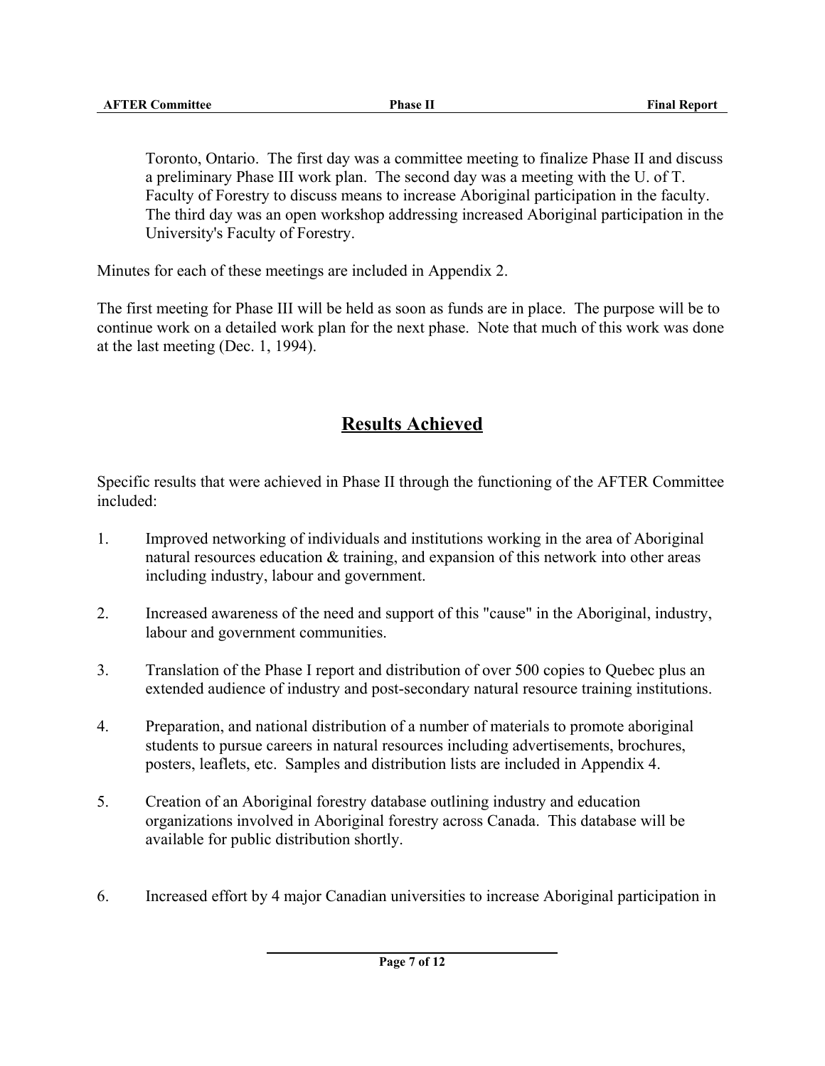Toronto, Ontario. The first day was a committee meeting to finalize Phase II and discuss a preliminary Phase III work plan. The second day was a meeting with the U. of T. Faculty of Forestry to discuss means to increase Aboriginal participation in the faculty. The third day was an open workshop addressing increased Aboriginal participation in the University's Faculty of Forestry.

Minutes for each of these meetings are included in Appendix 2.

The first meeting for Phase III will be held as soon as funds are in place. The purpose will be to continue work on a detailed work plan for the next phase. Note that much of this work was done at the last meeting (Dec. 1, 1994).

## Results Achieved

Specific results that were achieved in Phase II through the functioning of the AFTER Committee included:

1. Improved networking of individuals and institutions working in the area of Aboriginal natural resources education & training, and expansion of this network into other areas including industry, labour and government.

2. Increased awareness of the need and support of this "cause" in the Aboriginal, industry, labour and government communities.

3. Translation of the Phase I report and distribution of over 500 copies to Quebec plus an extended audience of industry and post-secondary natural resource training institutions.

4. Preparation, and national distribution of a number of materials to promote aboriginal students to pursue careers in natural resources including advertisements, brochures, posters, leaflets, etc. Samples and distribution lists are included in Appendix 4.

5. Creation of an Aboriginal forestry database outlining industry and education organizations involved in Aboriginal forestry across Canada. This database will be available for public distribution shortly.

6. Increased effort by 4 major Canadian universities to increase Aboriginal participation in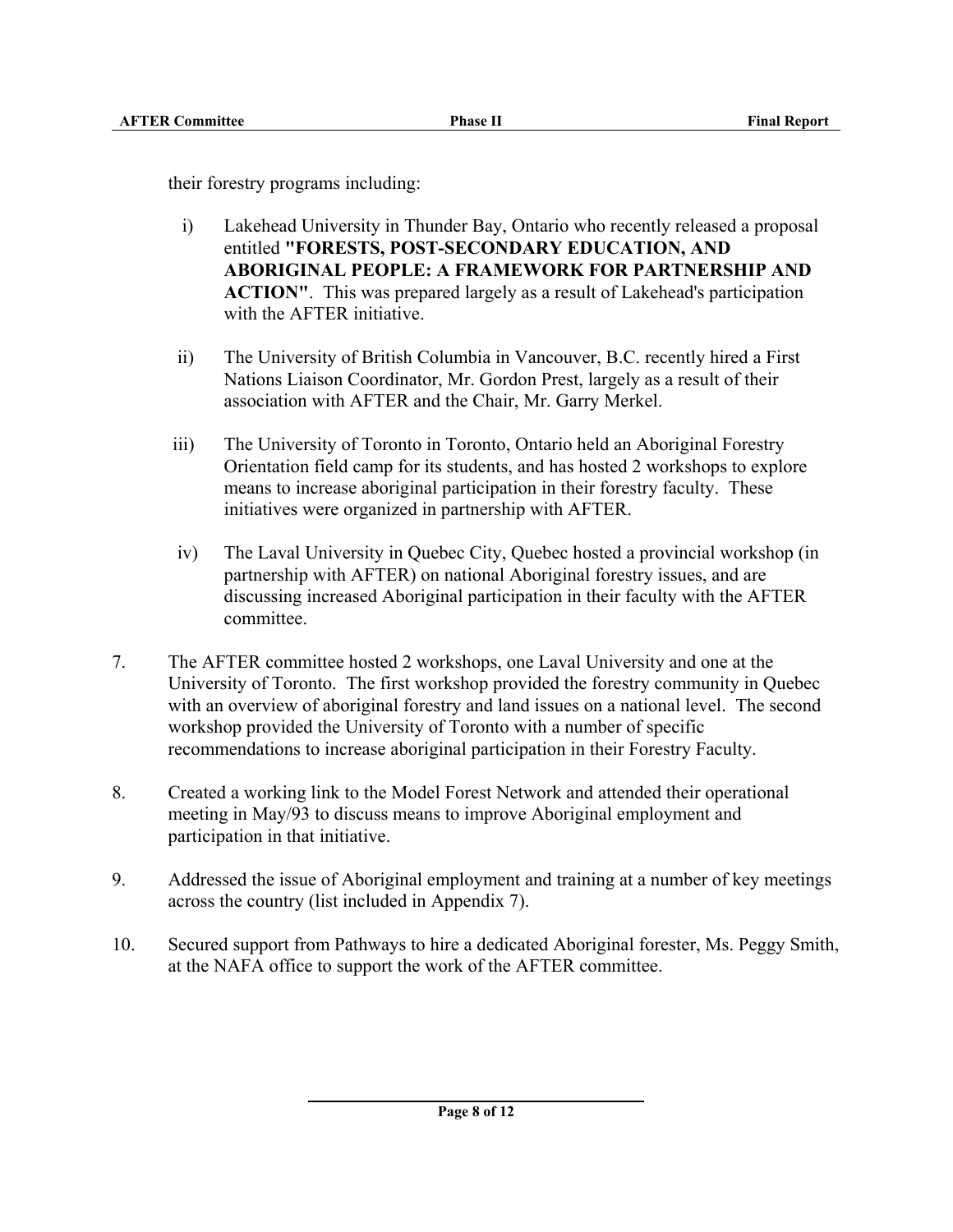their forestry programs including:

i) Lakehead University in Thunder Bay, Ontario who recently released a proposal entitled **"FORESTS, POST-SECONDARY EDUCATION, AND ABORIGINAL PEOPLE: A FRAMEWORK FOR PARTNERSHIP AND ACTION"**. This was prepared largely as a result of Lakehead's participation with the AFTER initiative.

ii) The University of British Columbia in Vancouver, B.C. recently hired a First Nations Liaison Coordinator, Mr. Gordon Prest, largely as a result of their association with AFTER and the Chair, Mr. Garry Merkel.

iii) The University of Toronto in Toronto, Ontario held an Aboriginal Forestry Orientation field camp for its students, and has hosted 2 workshops to explore means to increase aboriginal participation in their forestry faculty. These initiatives were organized in partnership with AFTER.

iv) The Laval University in Quebec City, Quebec hosted a provincial workshop (in partnership with AFTER) on national Aboriginal forestry issues, and are discussing increased Aboriginal participation in their faculty with the AFTER committee.

7. The AFTER committee hosted 2 workshops, one Laval University and one at the University of Toronto. The first workshop provided the forestry community in Quebec with an overview of aboriginal forestry and land issues on a national level. The second workshop provided the University of Toronto with a number of specific recommendations to increase aboriginal participation in their Forestry Faculty.

8. Created a working link to the Model Forest Network and attended their operational meeting in May/93 to discuss means to improve Aboriginal employment and participation in that initiative.

9. Addressed the issue of Aboriginal employment and training at a number of key meetings across the country (list included in Appendix 7).

10. Secured support from Pathways to hire a dedicated Aboriginal forester, Ms. Peggy Smith, at the NAFA office to support the work of the AFTER committee.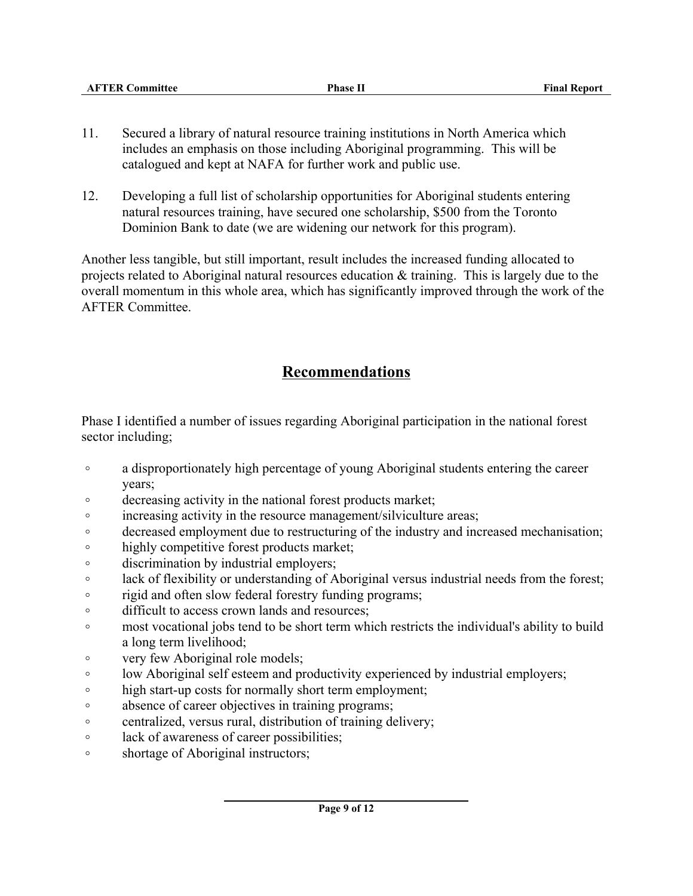11. Secured a library of natural resource training institutions in North America which includes an emphasis on those including Aboriginal programming. This will be catalogued and kept at NAFA for further work and public use.

12. Developing a full list of scholarship opportunities for Aboriginal students entering natural resources training, have secured one scholarship, $500 from the Toronto Dominion Bank to date (we are widening our network for this program).

Another less tangible, but still important, result includes the increased funding allocated to projects related to Aboriginal natural resources education & training. This is largely due to the overall momentum in this whole area, which has significantly improved through the work of the AFTER Committee.

## Recommendations

Phase I identified a number of issues regarding Aboriginal participation in the national forest sector including;

- a disproportionately high percentage of young Aboriginal students entering the career years;
- decreasing activity in the national forest products market;
- increasing activity in the resource management/silviculture areas;
- decreased employment due to restructuring of the industry and increased mechanisation;
- highly competitive forest products market;
- discrimination by industrial employers;
- lack of flexibility or understanding of Aboriginal versus industrial needs from the forest;
- rigid and often slow federal forestry funding programs;
- difficult to access crown lands and resources;
- most vocational jobs tend to be short term which restricts the individual's ability to build a long term livelihood;
- very few Aboriginal role models;
- low Aboriginal self esteem and productivity experienced by industrial employers;
- high start-up costs for normally short term employment;
- absence of career objectives in training programs;
- centralized, versus rural, distribution of training delivery;
- lack of awareness of career possibilities;
- shortage of Aboriginal instructors;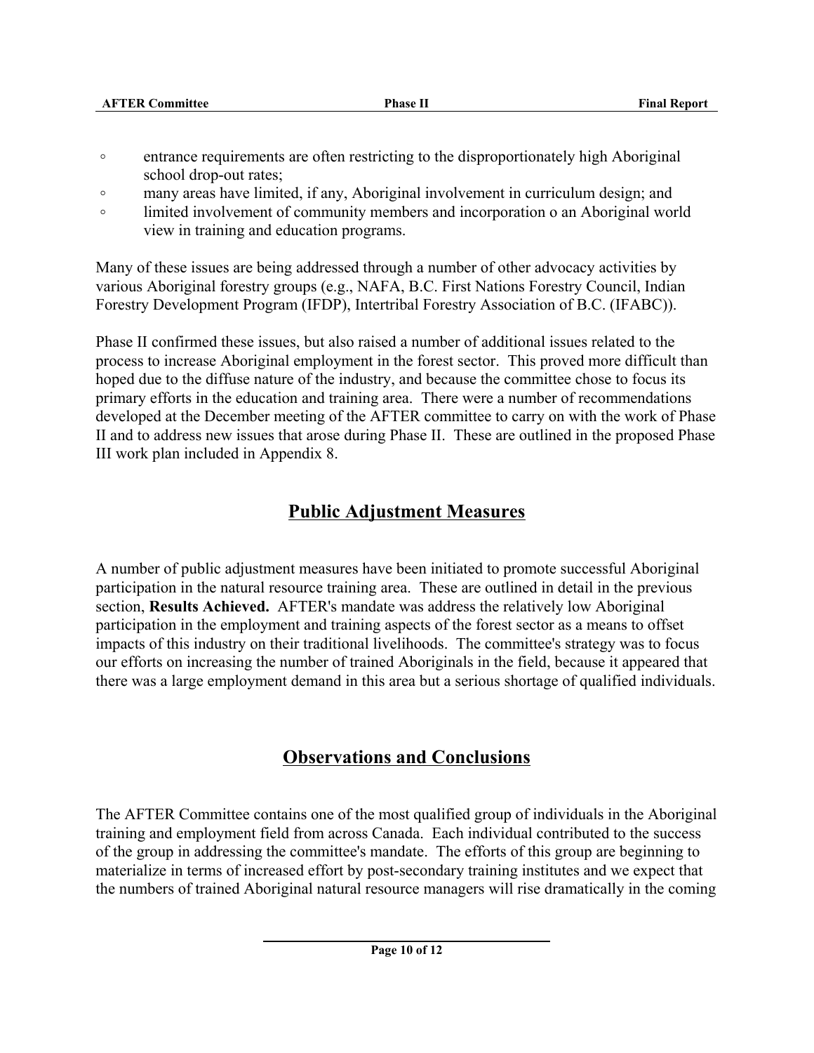- entrance requirements are often restricting to the disproportionately high Aboriginal school drop-out rates;
- many areas have limited, if any, Aboriginal involvement in curriculum design; and
- limited involvement of community members and incorporation o an Aboriginal world view in training and education programs.

Many of these issues are being addressed through a number of other advocacy activities by various Aboriginal forestry groups (e.g., NAFA, B.C. First Nations Forestry Council, Indian Forestry Development Program (IFDP), Intertribal Forestry Association of B.C. (IFABC)).

Phase II confirmed these issues, but also raised a number of additional issues related to the process to increase Aboriginal employment in the forest sector. This proved more difficult than hoped due to the diffuse nature of the industry, and because the committee chose to focus its primary efforts in the education and training area. There were a number of recommendations developed at the December meeting of the AFTER committee to carry on with the work of Phase II and to address new issues that arose during Phase II. These are outlined in the proposed Phase III work plan included in Appendix 8.

## Public Adjustment Measures

A number of public adjustment measures have been initiated to promote successful Aboriginal participation in the natural resource training area. These are outlined in detail in the previous section, **Results Achieved.** AFTER's mandate was address the relatively low Aboriginal participation in the employment and training aspects of the forest sector as a means to offset impacts of this industry on their traditional livelihoods. The committee's strategy was to focus our efforts on increasing the number of trained Aboriginals in the field, because it appeared that there was a large employment demand in this area but a serious shortage of qualified individuals.

## Observations and Conclusions

The AFTER Committee contains one of the most qualified group of individuals in the Aboriginal training and employment field from across Canada. Each individual contributed to the success of the group in addressing the committee's mandate. The efforts of this group are beginning to materialize in terms of increased effort by post-secondary training institutes and we expect that the numbers of trained Aboriginal natural resource managers will rise dramatically in the coming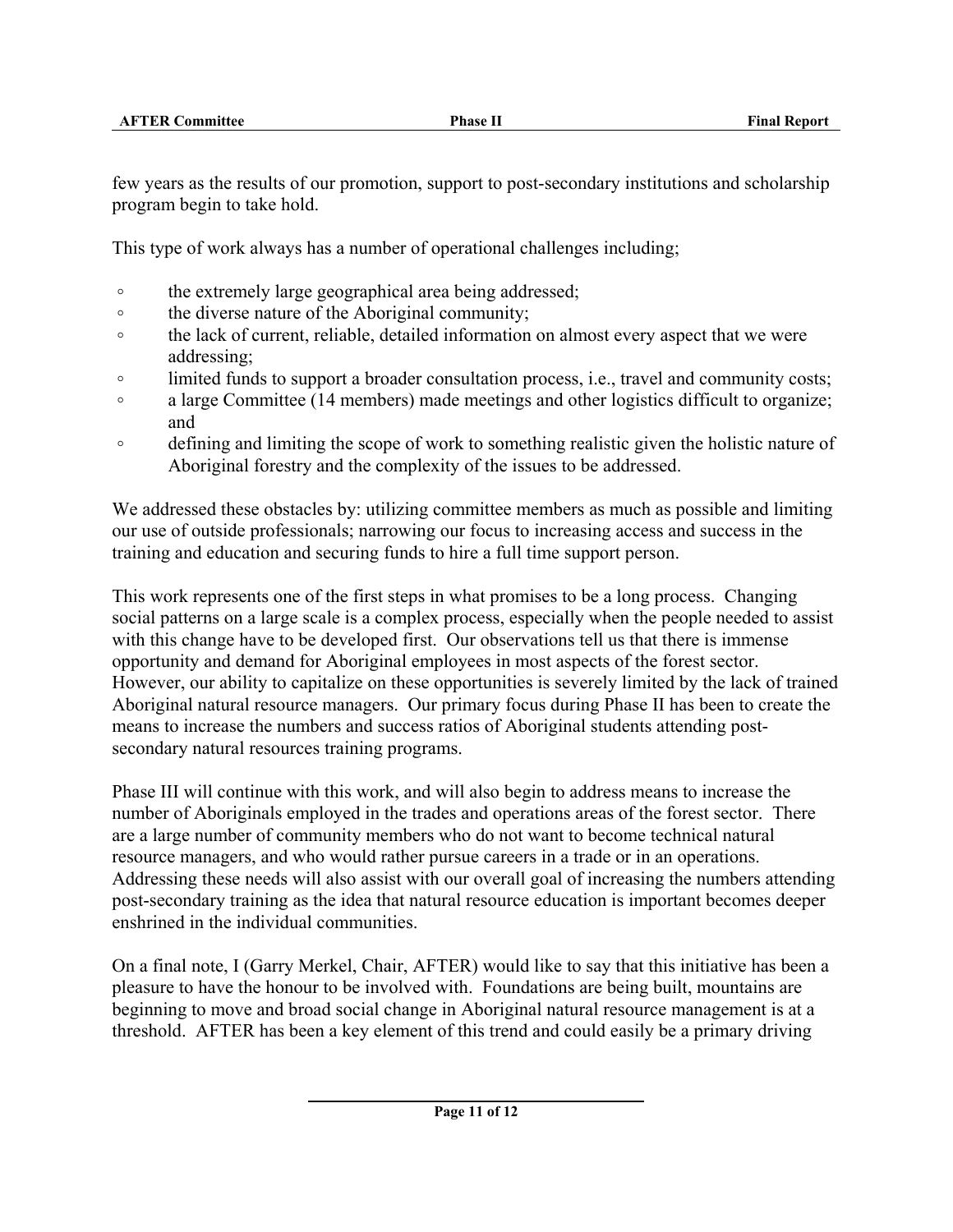few years as the results of our promotion, support to post-secondary institutions and scholarship program begin to take hold.

This type of work always has a number of operational challenges including;

- the extremely large geographical area being addressed;
- the diverse nature of the Aboriginal community;
- the lack of current, reliable, detailed information on almost every aspect that we were addressing;
- limited funds to support a broader consultation process, i.e., travel and community costs;
- a large Committee (14 members) made meetings and other logistics difficult to organize; and
- defining and limiting the scope of work to something realistic given the holistic nature of Aboriginal forestry and the complexity of the issues to be addressed.

We addressed these obstacles by: utilizing committee members as much as possible and limiting our use of outside professionals; narrowing our focus to increasing access and success in the training and education and securing funds to hire a full time support person.

This work represents one of the first steps in what promises to be a long process. Changing social patterns on a large scale is a complex process, especially when the people needed to assist with this change have to be developed first. Our observations tell us that there is immense opportunity and demand for Aboriginal employees in most aspects of the forest sector. However, our ability to capitalize on these opportunities is severely limited by the lack of trained Aboriginal natural resource managers. Our primary focus during Phase II has been to create the means to increase the numbers and success ratios of Aboriginal students attending post-secondary natural resources training programs.

Phase III will continue with this work, and will also begin to address means to increase the number of Aboriginals employed in the trades and operations areas of the forest sector. There are a large number of community members who do not want to become technical natural resource managers, and who would rather pursue careers in a trade or in an operations. Addressing these needs will also assist with our overall goal of increasing the numbers attending post-secondary training as the idea that natural resource education is important becomes deeper enshrined in the individual communities.

On a final note, I (Garry Merkel, Chair, AFTER) would like to say that this initiative has been a pleasure to have the honour to be involved with. Foundations are being built, mountains are beginning to move and broad social change in Aboriginal natural resource management is at a threshold. AFTER has been a key element of this trend and could easily be a primary driving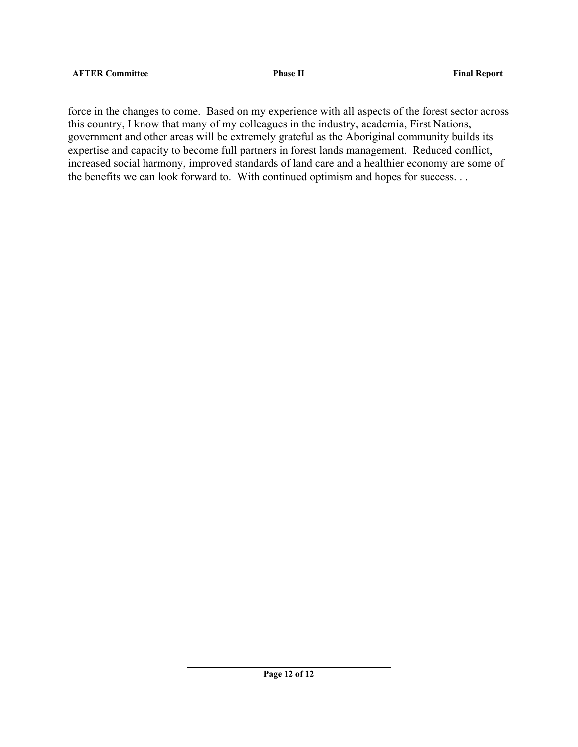force in the changes to come. Based on my experience with all aspects of the forest sector across this country, I know that many of my colleagues in the industry, academia, First Nations, government and other areas will be extremely grateful as the Aboriginal community builds its expertise and capacity to become full partners in forest lands management. Reduced conflict, increased social harmony, improved standards of land care and a healthier economy are some of the benefits we can look forward to. With continued optimism and hopes for success. . .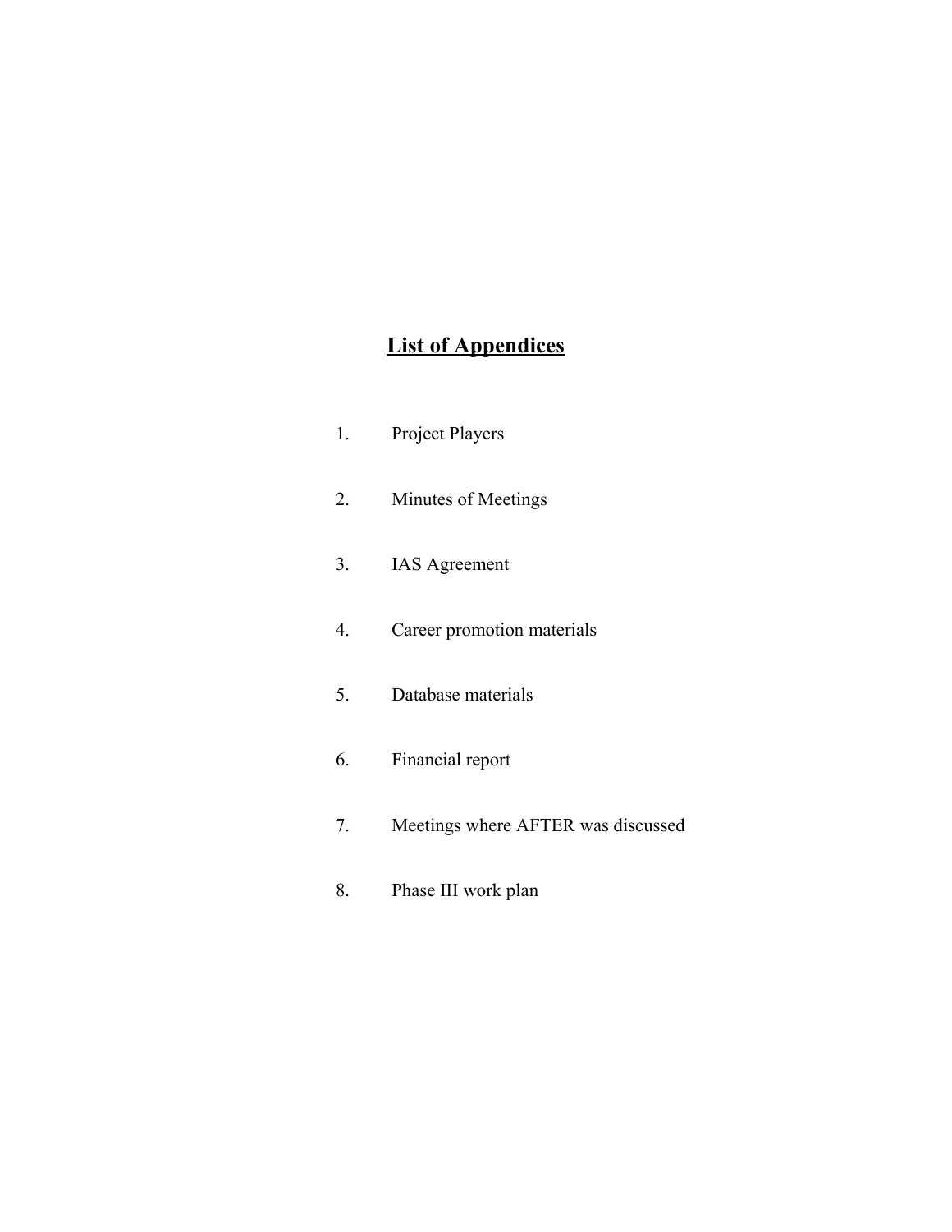## List of Appendices

1. Project Players
2. Minutes of Meetings
3. IAS Agreement
4. Career promotion materials
5. Database materials
6. Financial report
7. Meetings where AFTER was discussed
8. Phase III work plan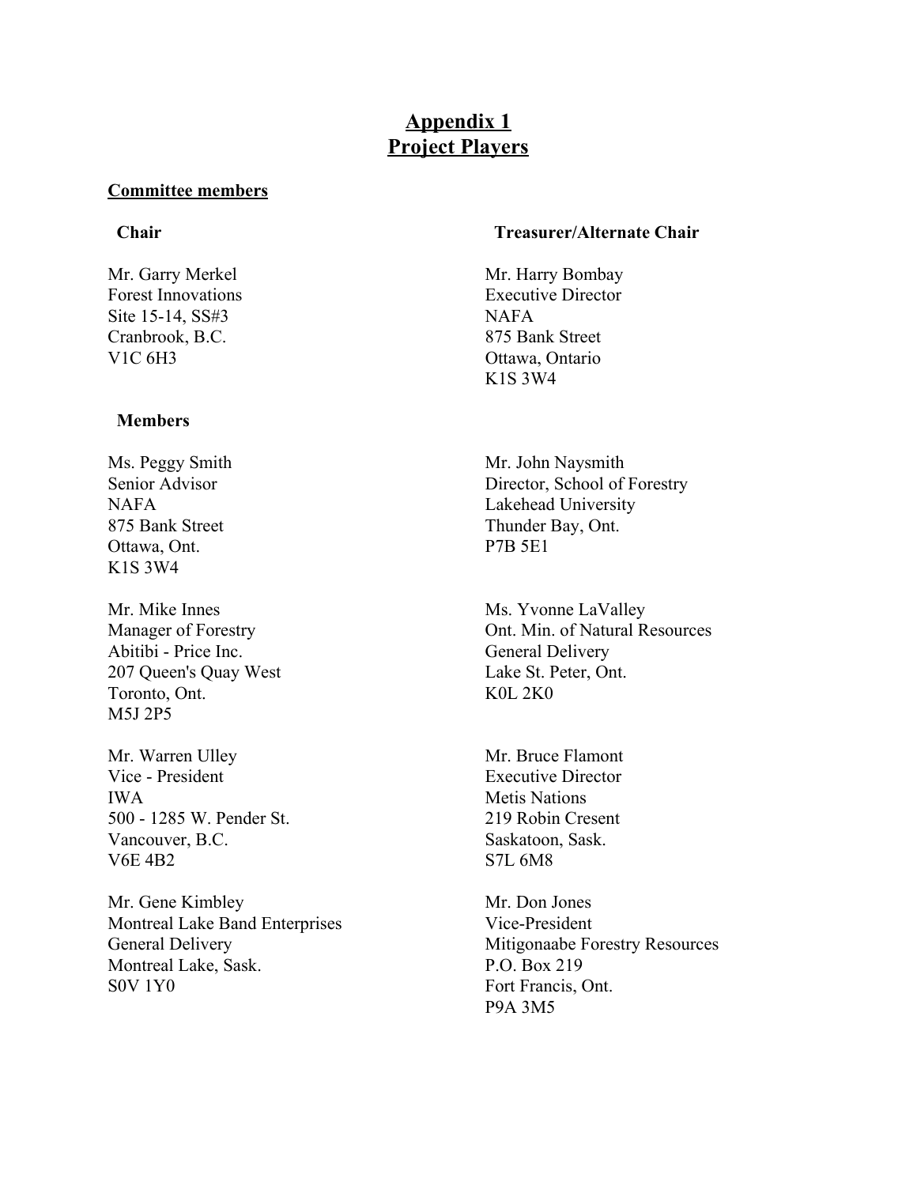# Appendix 1
# Project Players

**Committee members**

**Chair**

Mr. Garry Merkel
Forest Innovations
Site 15-14, SS#3
Cranbrook, B.C.
V1C 6H3

**Treasurer/Alternate Chair**

Mr. Harry Bombay
Executive Director
NAFA
875 Bank Street
Ottawa, Ontario
K1S 3W4

**Members**

Ms. Peggy Smith
Senior Advisor
NAFA
875 Bank Street
Ottawa, Ont.
K1S 3W4

Mr. John Naysmith
Director, School of Forestry
Lakehead University
Thunder Bay, Ont.
P7B 5E1

Mr. Mike Innes
Manager of Forestry
Abitibi - Price Inc.
207 Queen's Quay West
Toronto, Ont.
M5J 2P5

Ms. Yvonne LaValley
Ont. Min. of Natural Resources
General Delivery
Lake St. Peter, Ont.
K0L 2K0

Mr. Warren Ulley
Vice - President
IWA
500 - 1285 W. Pender St.
Vancouver, B.C.
V6E 4B2

Mr. Bruce Flamont
Executive Director
Metis Nations
219 Robin Cresent
Saskatoon, Sask.
S7L 6M8

Mr. Gene Kimbley
Montreal Lake Band Enterprises
General Delivery
Montreal Lake, Sask.
S0V 1Y0

Mr. Don Jones
Vice-President
Mitigonaabe Forestry Resources
P.O. Box 219
Fort Francis, Ont.
P9A 3M5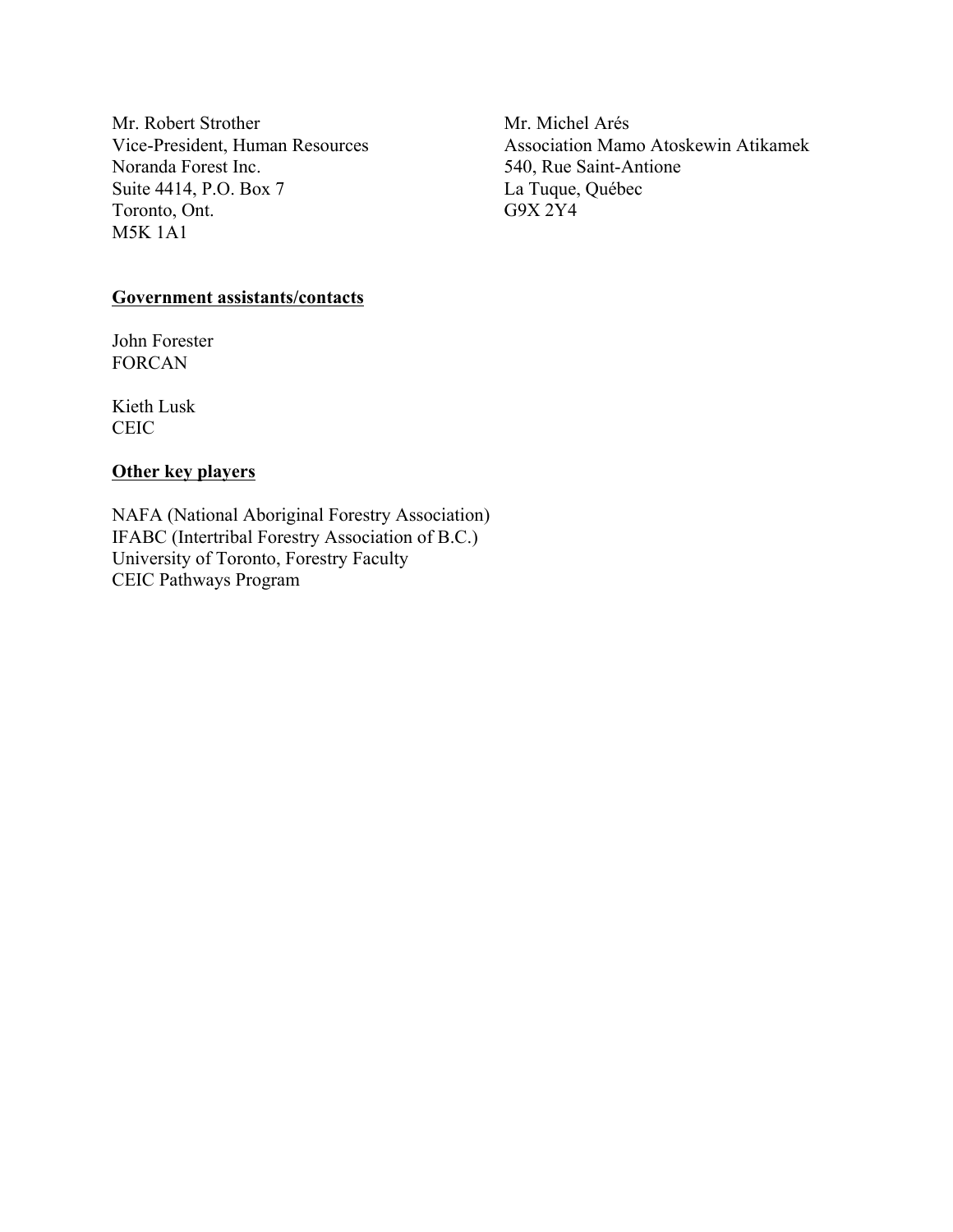Mr. Robert Strother
Vice-President, Human Resources
Noranda Forest Inc.
Suite 4414, P.O. Box 7
Toronto, Ont.
M5K 1A1

Mr. Michel Arés
Association Mamo Atoskewin Atikamek
540, Rue Saint-Antione
La Tuque, Québec
G9X 2Y4

**Government assistants/contacts**

John Forester
FORCAN

Kieth Lusk
CEIC

**Other key players**

NAFA (National Aboriginal Forestry Association)
IFABC (Intertribal Forestry Association of B.C.)
University of Toronto, Forestry Faculty
CEIC Pathways Program